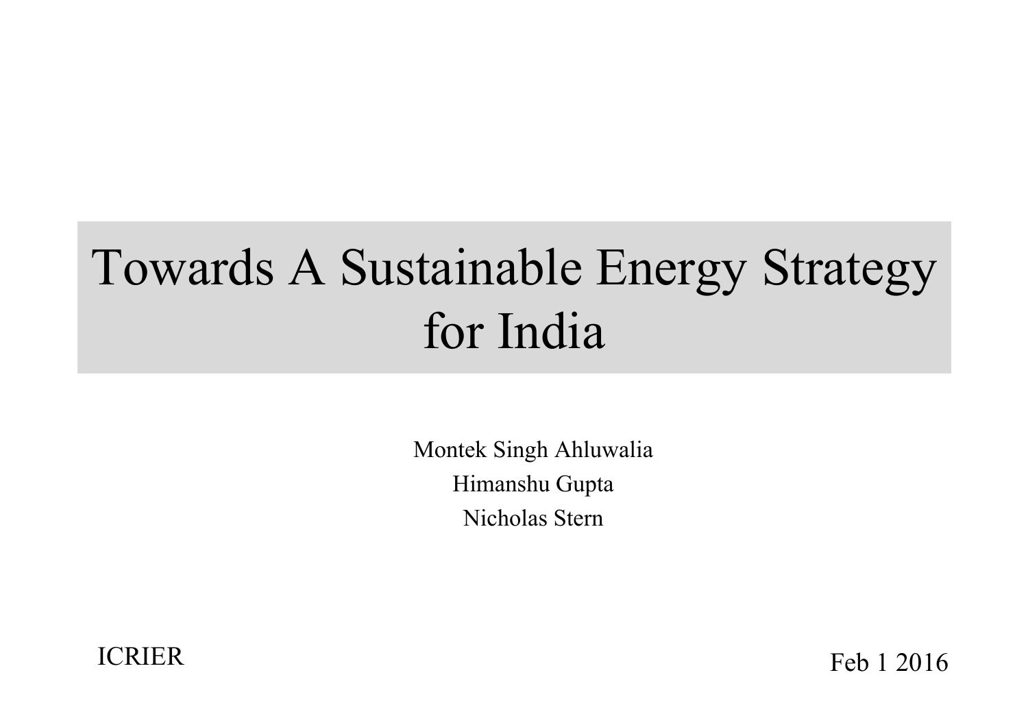# Towards A Sustainable Energy Strategy for India

Montek Singh Ahluwalia

Himanshu Gupta

Nicholas Stern

ICRIER

Feb 1 2016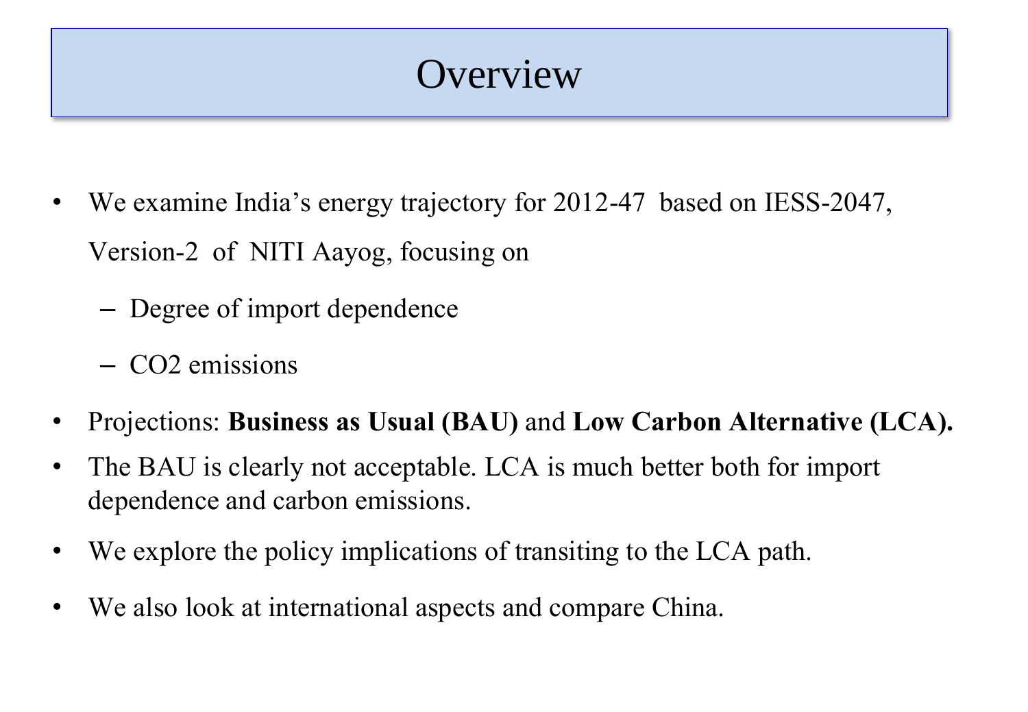# Overview

- We examine India's energy trajectory for 2012-47 based on IESS-2047, Version-2 of NITI Aayog, focusing on
  - Degree of import dependence
  - $CO_2$ emissions
- Projections: **Business as Usual (BAU)** and **Low Carbon Alternative (LCA).**
- The BAU is clearly not acceptable. LCA is much better both for import dependence and carbon emissions.
- We explore the policy implications of transiting to the LCA path.
- We also look at international aspects and compare China.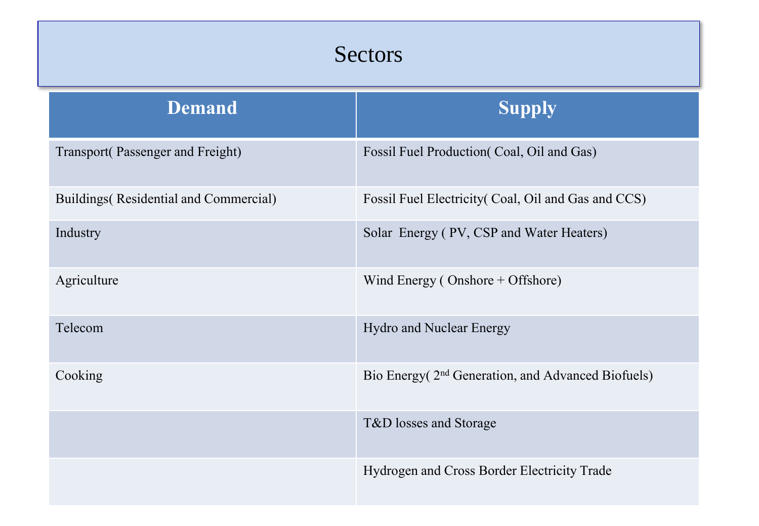# Sectors

| Demand | Supply |
|---|---|
| Transport( Passenger and Freight) | Fossil Fuel Production( Coal, Oil and Gas) |
| Buildings( Residential and Commercial) | Fossil Fuel Electricity( Coal, Oil and Gas and CCS) |
| Industry | Solar Energy ( PV, CSP and Water Heaters) |
| Agriculture | Wind Energy ( Onshore + Offshore) |
| Telecom | Hydro and Nuclear Energy |
| Cooking | Bio Energy( 2nd Generation, and Advanced Biofuels) |
| | T&D losses and Storage |
| | Hydrogen and Cross Border Electricity Trade |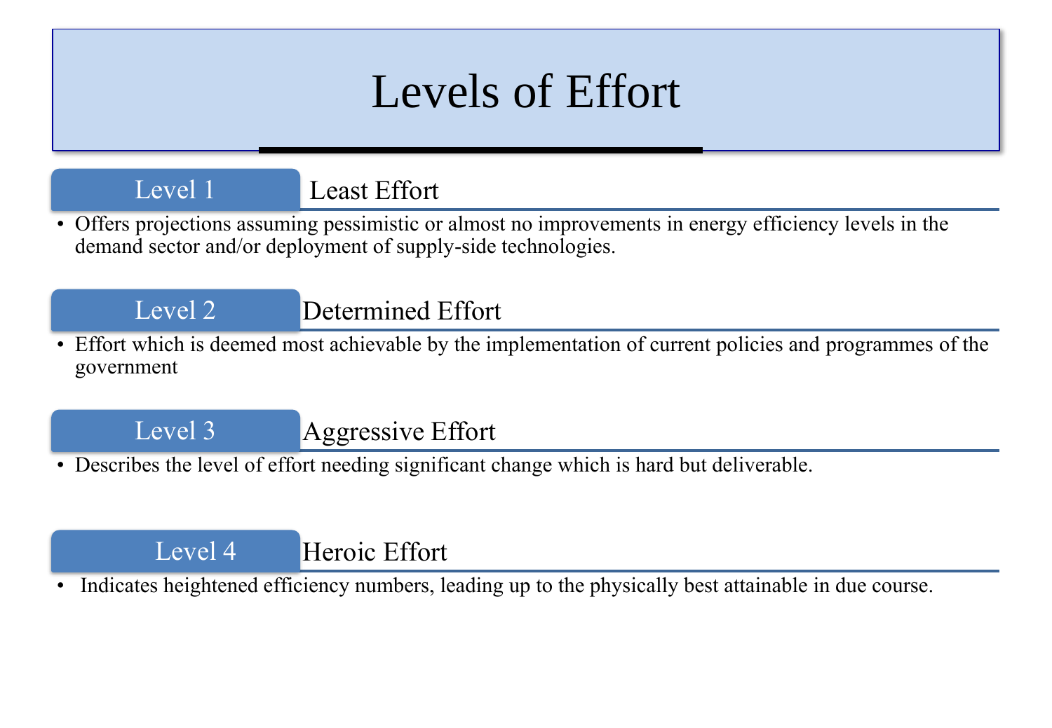# Levels of Effort

## Level 1 Least Effort

- Offers projections assuming pessimistic or almost no improvements in energy efficiency levels in the demand sector and/or deployment of supply-side technologies.

## Level 2 Determined Effort

- Effort which is deemed most achievable by the implementation of current policies and programmes of the government

## Level 3 Aggressive Effort

- Describes the level of effort needing significant change which is hard but deliverable.

## Level 4 Heroic Effort

- Indicates heightened efficiency numbers, leading up to the physically best attainable in due course.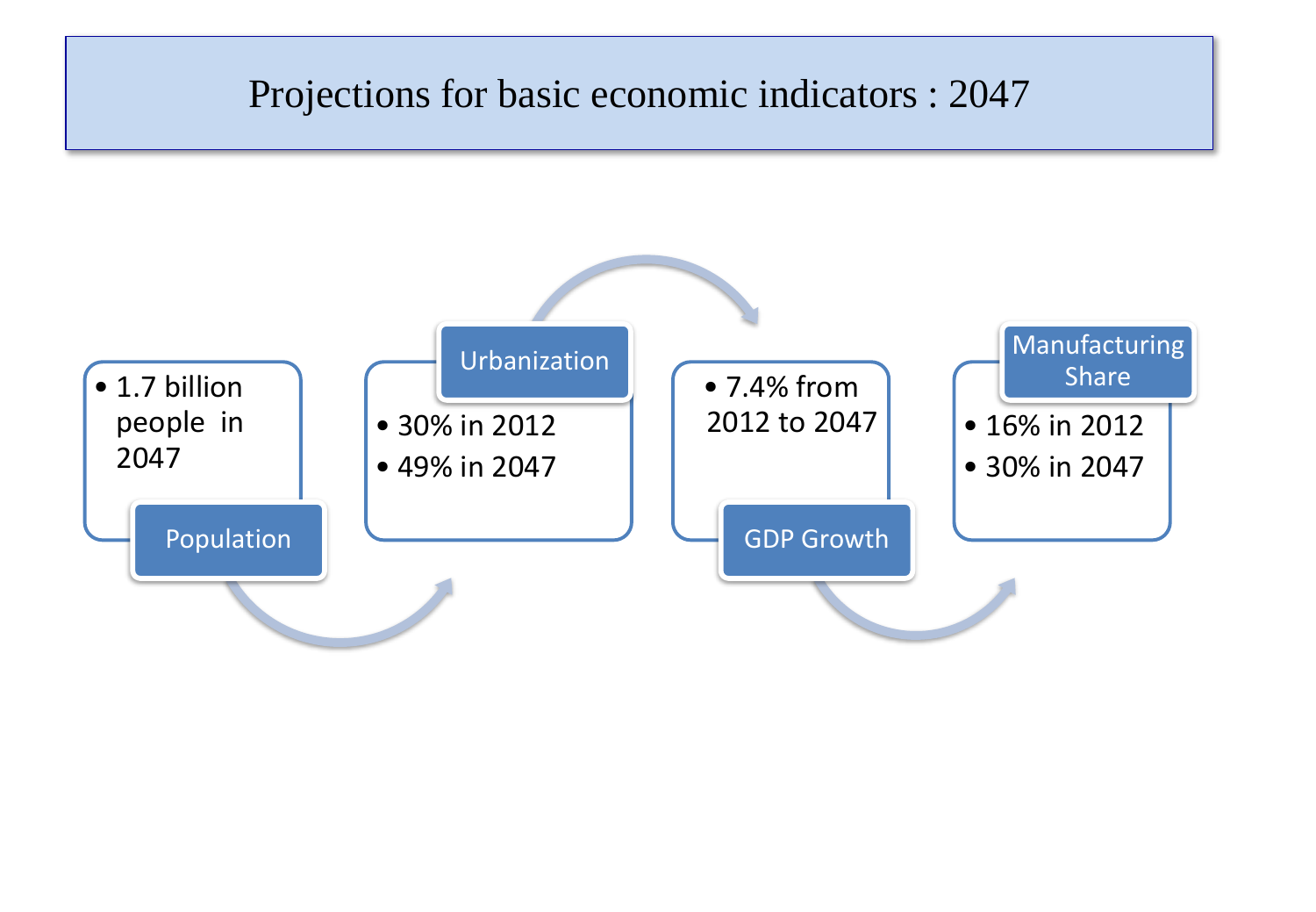# Projections for basic economic indicators : 2047

### Population

- 1.7 billion people in 2047

### Urbanization

- 30% in 2012
- 49% in 2047

### GDP Growth

- 7.4% from 2012 to 2047

### Manufacturing Share

- 16% in 2012
- 30% in 2047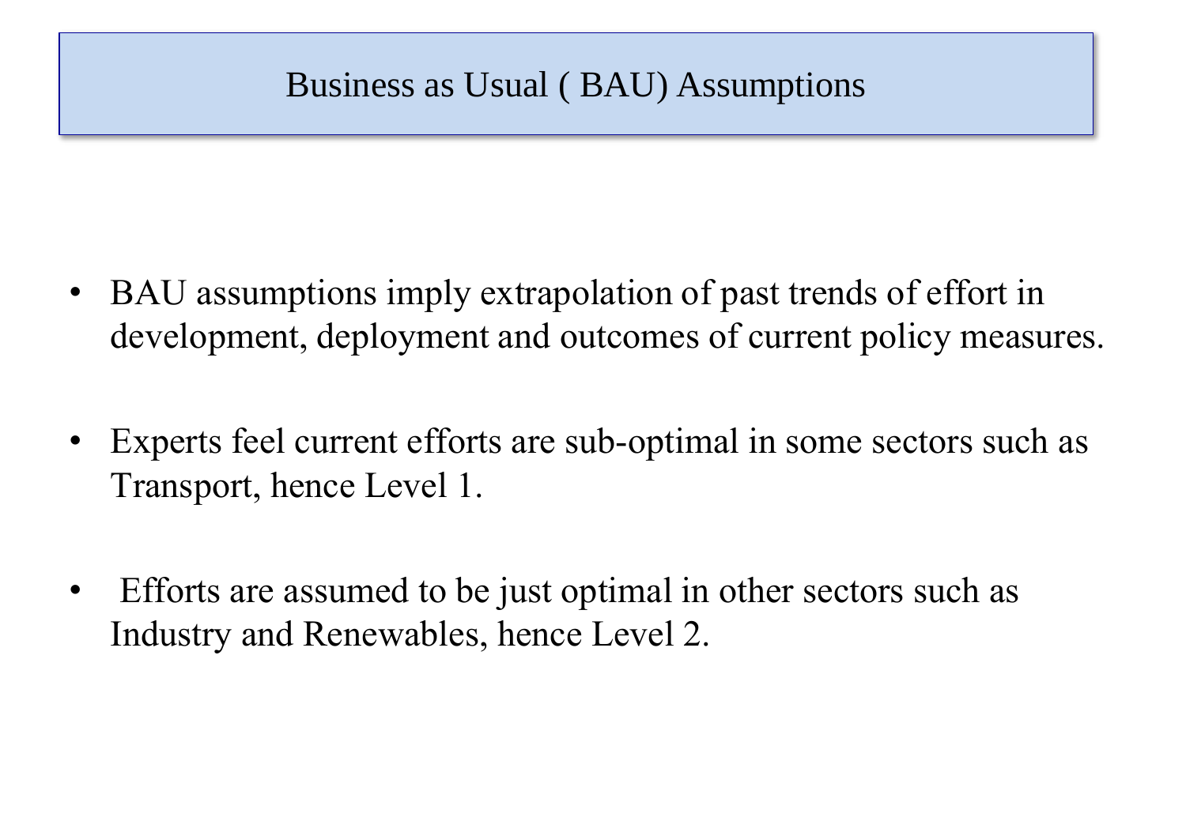# Business as Usual ( BAU) Assumptions

- BAU assumptions imply extrapolation of past trends of effort in development, deployment and outcomes of current policy measures.
- Experts feel current efforts are sub-optimal in some sectors such as Transport, hence Level 1.
- Efforts are assumed to be just optimal in other sectors such as Industry and Renewables, hence Level 2.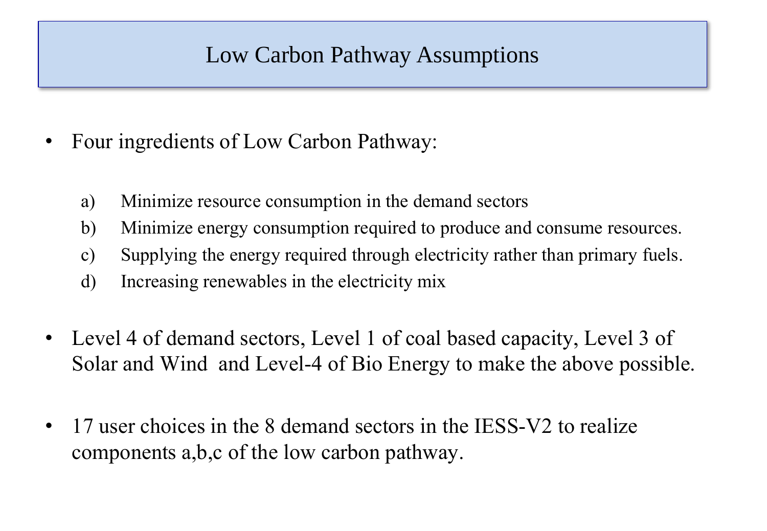# Low Carbon Pathway Assumptions

- Four ingredients of Low Carbon Pathway:

  a) Minimize resource consumption in the demand sectors
  b) Minimize energy consumption required to produce and consume resources.
  c) Supplying the energy required through electricity rather than primary fuels.
  d) Increasing renewables in the electricity mix

- Level 4 of demand sectors, Level 1 of coal based capacity, Level 3 of Solar and Wind and Level-4 of Bio Energy to make the above possible.

- 17 user choices in the 8 demand sectors in the IESS-V2 to realize components a,b,c of the low carbon pathway.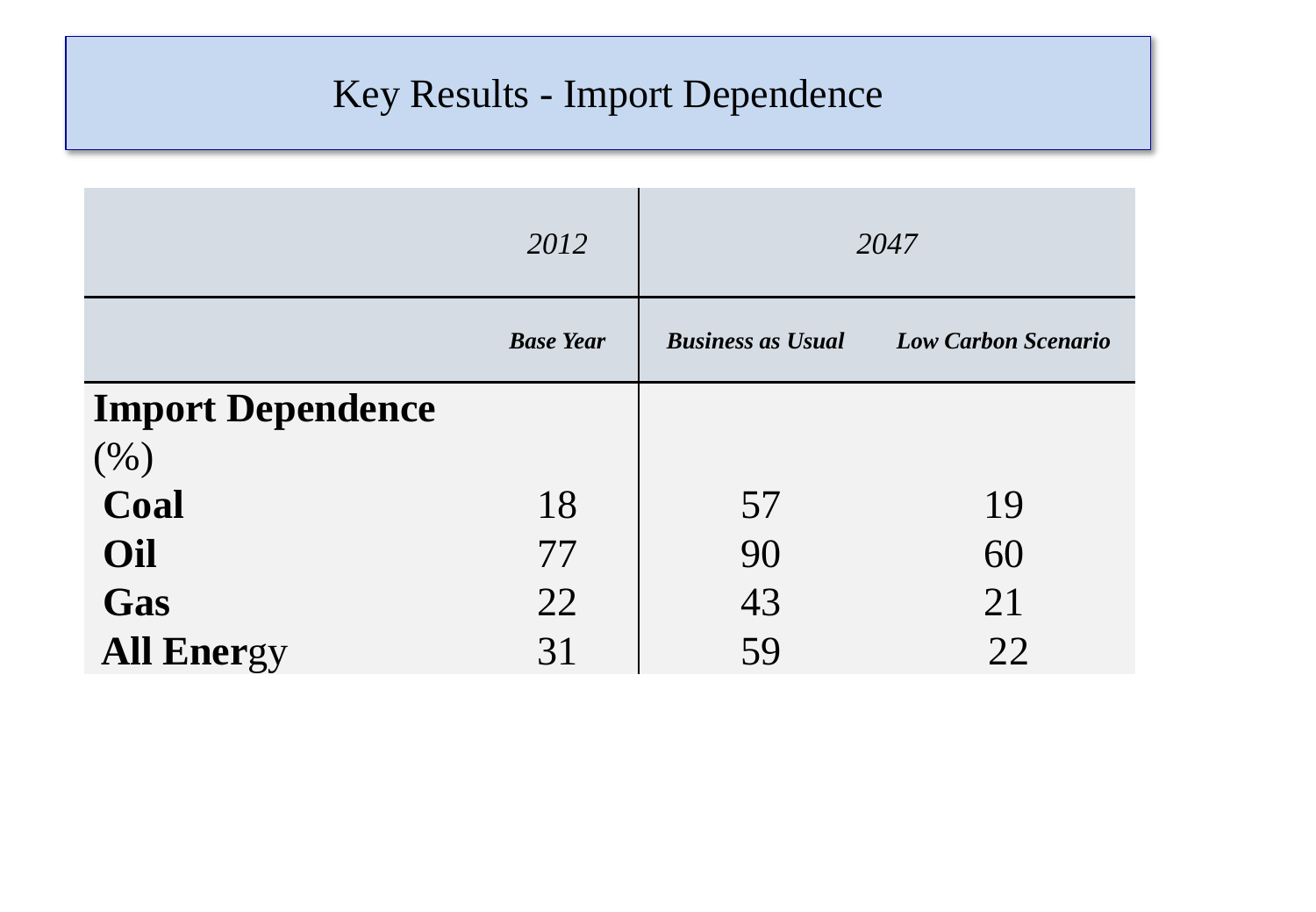# Key Results - Import Dependence

| | *2012* | *2047* | |
|---|---|---|---|
| | ***Base Year*** | ***Business as Usual*** | ***Low Carbon Scenario*** |
| **Import Dependence** (%) | | | |
| **Coal** | 18 | 57 | 19 |
| **Oil** | 77 | 90 | 60 |
| **Gas** | 22 | 43 | 21 |
| **All Energy** | 31 | 59 | 22 |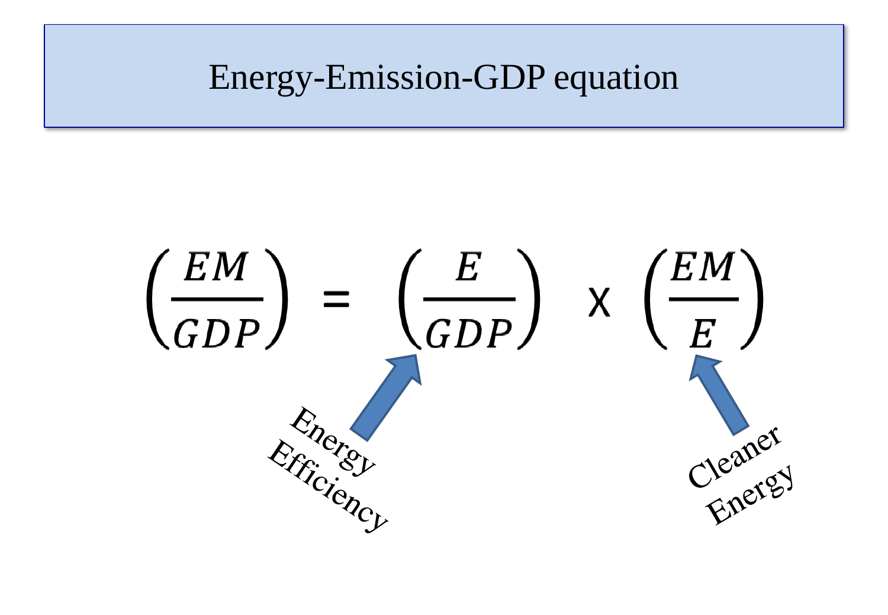# Energy-Emission-GDP equation

$$\left(\frac{EM}{GDP}\right) = \left(\frac{E}{GDP}\right) \times \left(\frac{EM}{E}\right)$$

Energy Efficiency

Cleaner Energy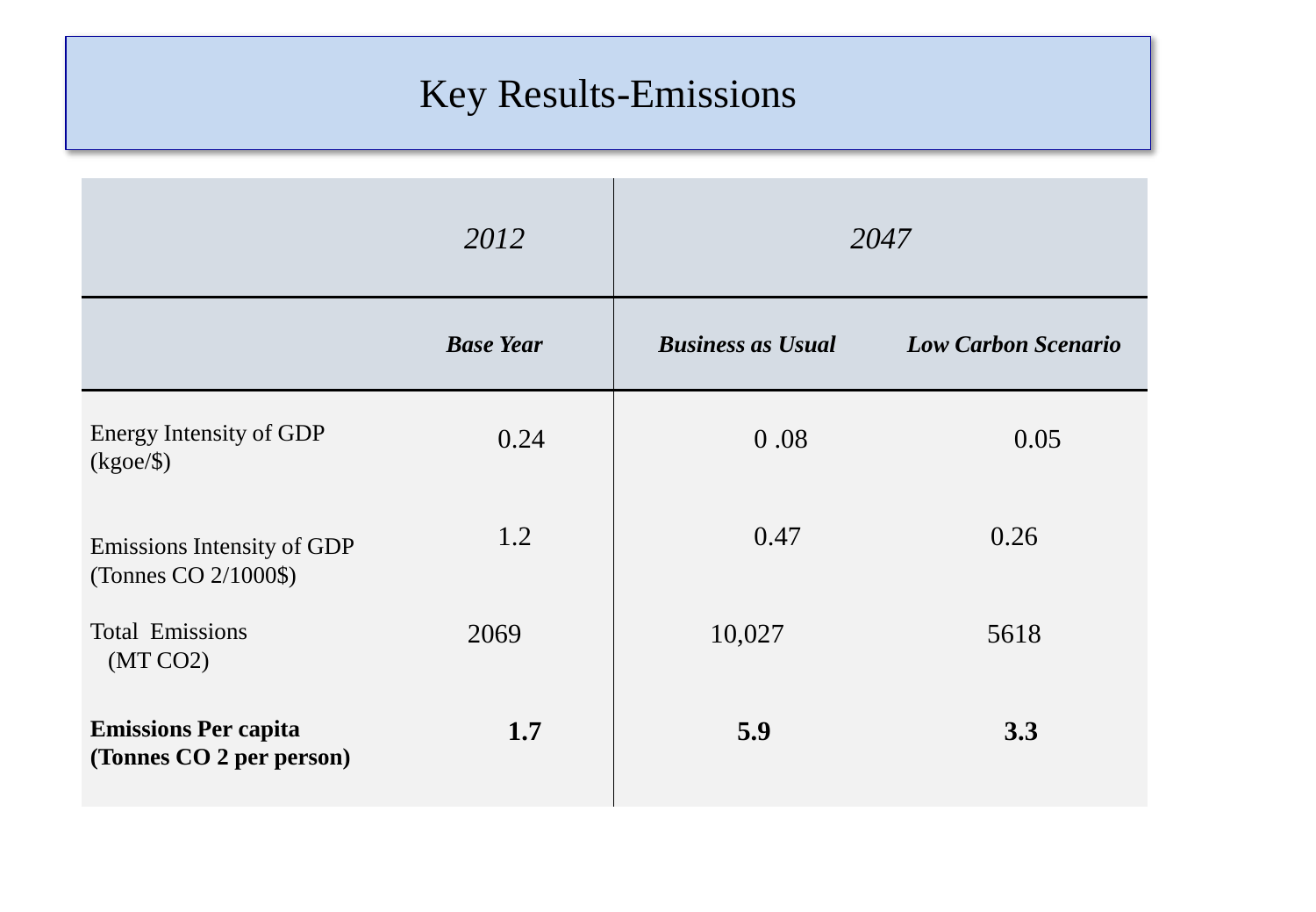# Key Results-Emissions

| | *2012* | *2047* | |
|---|---|---|---|
| | ***Base Year*** | ***Business as Usual*** | ***Low Carbon Scenario*** |
| Energy Intensity of GDP (kgoe/$) | 0.24 | 0 .08 | 0.05 |
| Emissions Intensity of GDP (Tonnes CO 2/1000$) | 1.2 | 0.47 | 0.26 |
| Total Emissions (MT CO2) | 2069 | 10,027 | 5618 |
| **Emissions Per capita (Tonnes CO 2 per person)** | **1.7** | **5.9** | **3.3** |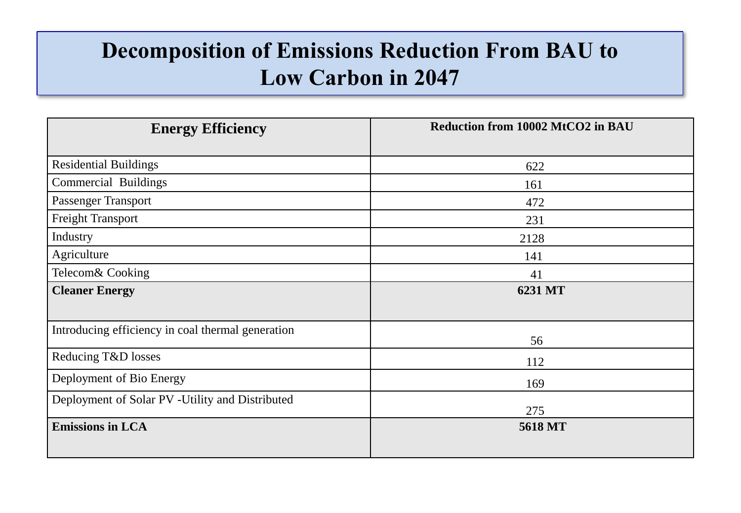# Decomposition of Emissions Reduction From BAU to Low Carbon in 2047

| **Energy Efficiency** | **Reduction from 10002 MtCO2 in BAU** |
|---|---|
| Residential Buildings | 622 |
| Commercial Buildings | 161 |
| Passenger Transport | 472 |
| Freight Transport | 231 |
| Industry | 2128 |
| Agriculture | 141 |
| Telecom& Cooking | 41 |
| **Cleaner Energy** | **6231 MT** |
| Introducing efficiency in coal thermal generation | 56 |
| Reducing T&D losses | 112 |
| Deployment of Bio Energy | 169 |
| Deployment of Solar PV -Utility and Distributed | 275 |
| **Emissions in LCA** | **5618 MT** |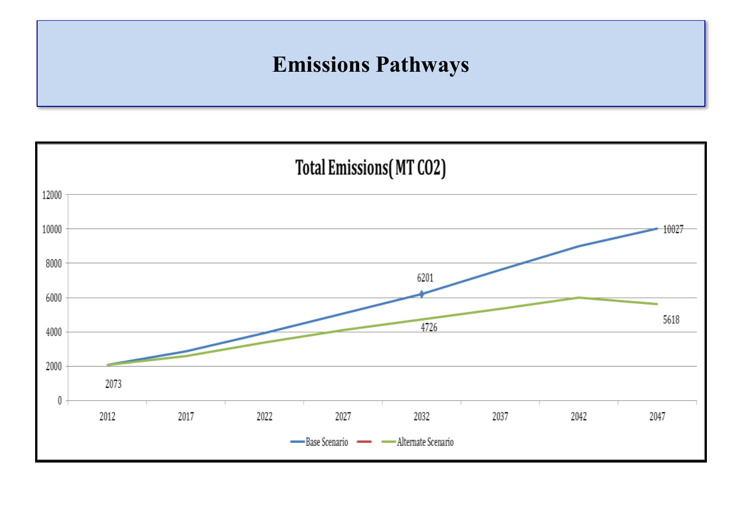# Emissions Pathways

**Total Emissions(MT CO2)**

| Year | Base Scenario | Alternate Scenario |
|---|---|---|
| 2012 | 2073 | |
| 2032 | 6201 | 4726 |
| 2047 | 10027 | 5618 |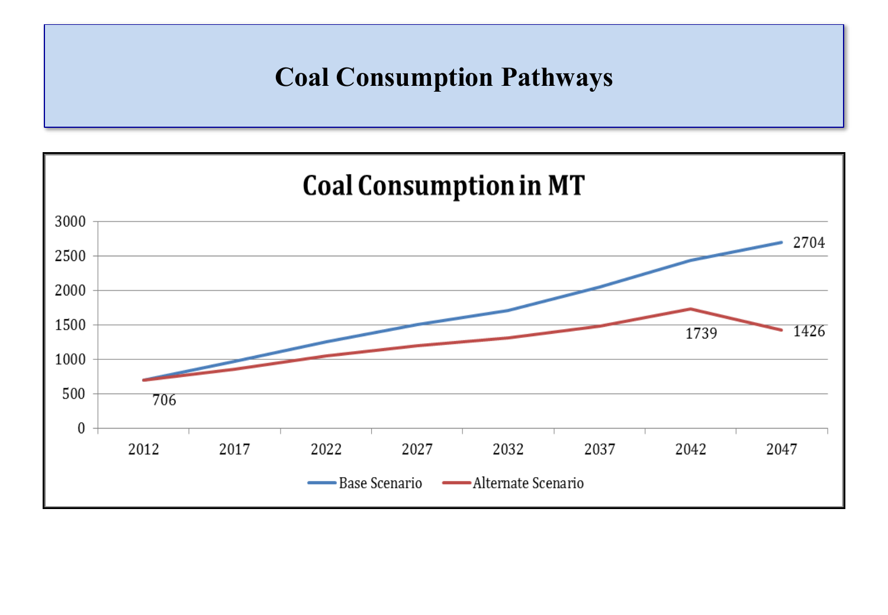# Coal Consumption Pathways

**Coal Consumption in MT**

| Year | Base Scenario | Alternate Scenario |
|---|---|---|
| 2012 | 706 | 706 |
| 2047 | 2704 | 1426 |

Alternate Scenario peak (2042): 1739

Legend: Base Scenario, Alternate Scenario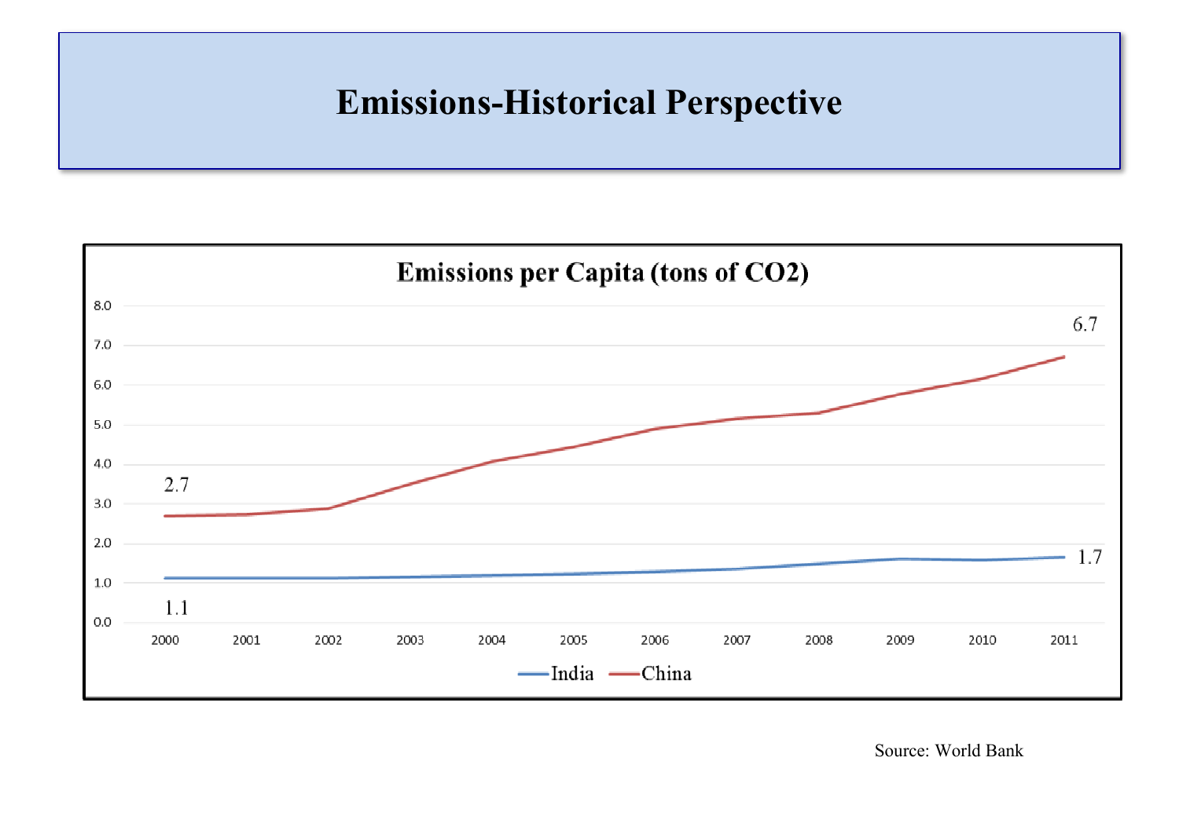# Emissions-Historical Perspective

**Emissions per Capita (tons of CO2)**

| Year | India | China |
|---|---|---|
| 2000 | 1.1 | 2.7 |
| 2011 | 1.7 | 6.7 |

Source: World Bank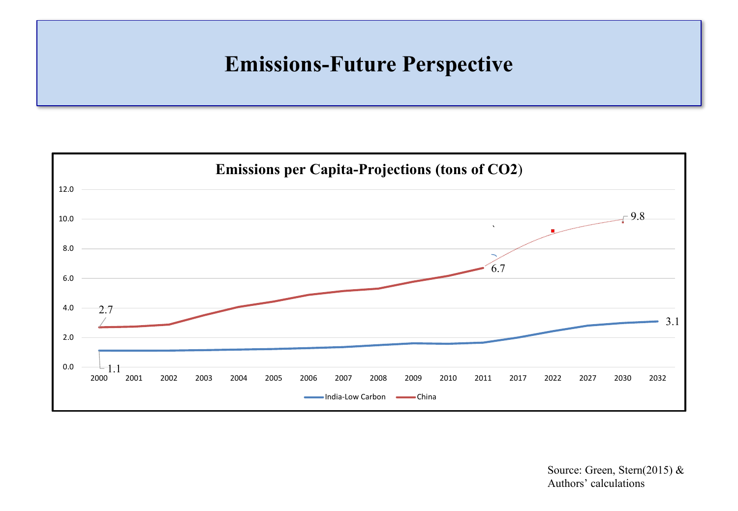# Emissions-Future Perspective

**Emissions per Capita-Projections (tons of CO2)**

12.0
10.0
8.0
6.0
4.0
2.0
0.0

2000 2001 2002 2003 2004 2005 2006 2007 2008 2009 2010 2011 2017 2022 2027 2030 2032

2.7
1.1
6.7
9.8
3.1

India-Low Carbon
China

Source: Green, Stern(2015) & Authors' calculations